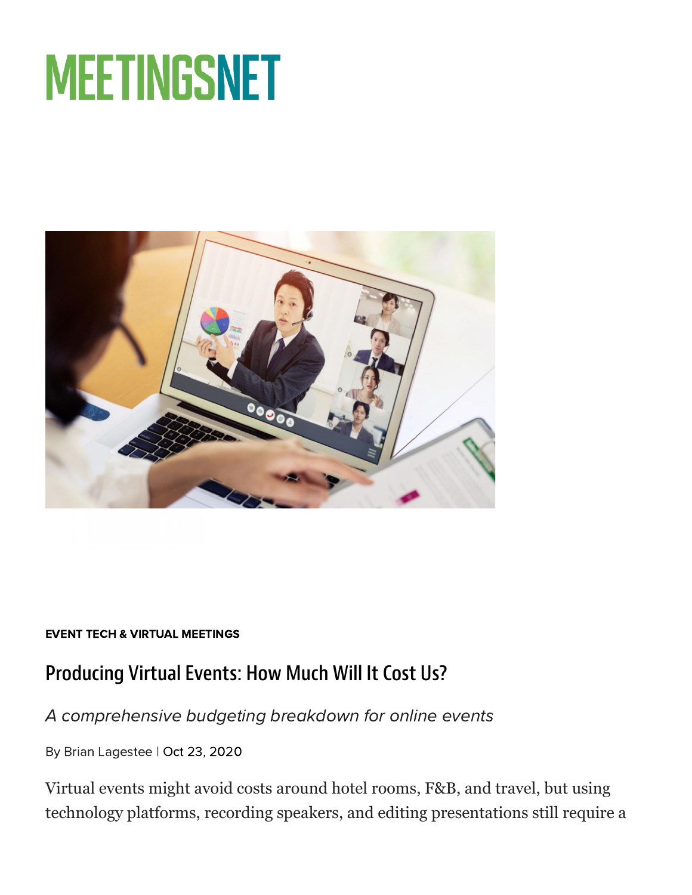# MEETINGSNET

**EVENT TECH & VIRTUAL MEETINGS**

## Producing Virtual Events: How Much Will It Cost Us?

*A comprehensive budgeting breakdown for online events*

By Brian Lagestee | Oct 23, 2020

Virtual events might avoid costs around hotel rooms, F&B, and travel, but using technology platforms, recording speakers, and editing presentations still require a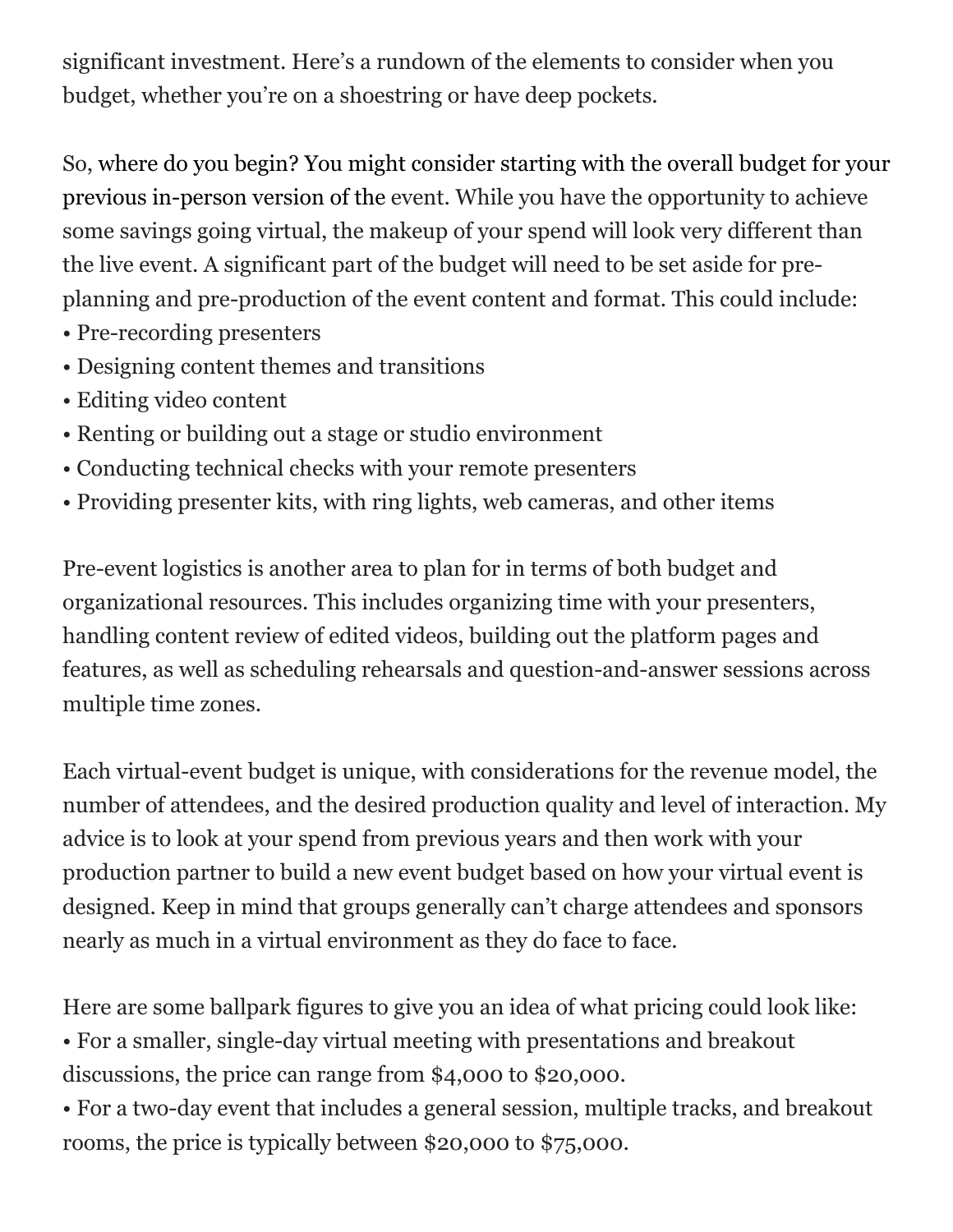significant investment. Here's a rundown of the elements to consider when you budget, whether you're on a shoestring or have deep pockets.

So, where do you begin? You might consider starting with the overall budget for your previous in-person version of the event. While you have the opportunity to achieve some savings going virtual, the makeup of your spend will look very different than the live event. A significant part of the budget will need to be set aside for pre-planning and pre-production of the event content and format. This could include:

- Pre-recording presenters
- Designing content themes and transitions
- Editing video content
- Renting or building out a stage or studio environment
- Conducting technical checks with your remote presenters
- Providing presenter kits, with ring lights, web cameras, and other items

Pre-event logistics is another area to plan for in terms of both budget and organizational resources. This includes organizing time with your presenters, handling content review of edited videos, building out the platform pages and features, as well as scheduling rehearsals and question-and-answer sessions across multiple time zones.

Each virtual-event budget is unique, with considerations for the revenue model, the number of attendees, and the desired production quality and level of interaction. My advice is to look at your spend from previous years and then work with your production partner to build a new event budget based on how your virtual event is designed. Keep in mind that groups generally can't charge attendees and sponsors nearly as much in a virtual environment as they do face to face.

Here are some ballpark figures to give you an idea of what pricing could look like:

- For a smaller, single-day virtual meeting with presentations and breakout discussions, the price can range from $4,000 to $20,000.
- For a two-day event that includes a general session, multiple tracks, and breakout rooms, the price is typically between $20,000 to $75,000.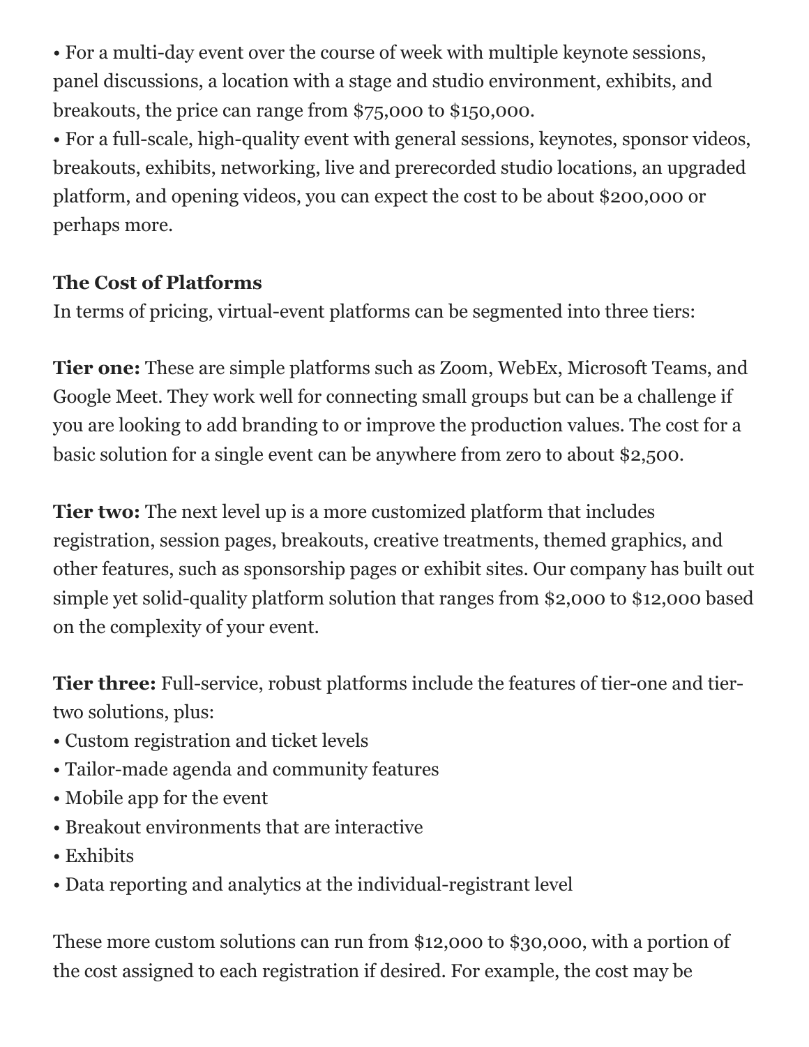- For a multi-day event over the course of week with multiple keynote sessions, panel discussions, a location with a stage and studio environment, exhibits, and breakouts, the price can range from $75,000 to $150,000.
- For a full-scale, high-quality event with general sessions, keynotes, sponsor videos, breakouts, exhibits, networking, live and prerecorded studio locations, an upgraded platform, and opening videos, you can expect the cost to be about $200,000 or perhaps more.

**The Cost of Platforms**

In terms of pricing, virtual-event platforms can be segmented into three tiers:

**Tier one:** These are simple platforms such as Zoom, WebEx, Microsoft Teams, and Google Meet. They work well for connecting small groups but can be a challenge if you are looking to add branding to or improve the production values. The cost for a basic solution for a single event can be anywhere from zero to about $2,500.

**Tier two:** The next level up is a more customized platform that includes registration, session pages, breakouts, creative treatments, themed graphics, and other features, such as sponsorship pages or exhibit sites. Our company has built out simple yet solid-quality platform solution that ranges from $2,000 to $12,000 based on the complexity of your event.

**Tier three:** Full-service, robust platforms include the features of tier-one and tier-two solutions, plus:

- Custom registration and ticket levels
- Tailor-made agenda and community features
- Mobile app for the event
- Breakout environments that are interactive
- Exhibits
- Data reporting and analytics at the individual-registrant level

These more custom solutions can run from $12,000 to $30,000, with a portion of the cost assigned to each registration if desired. For example, the cost may be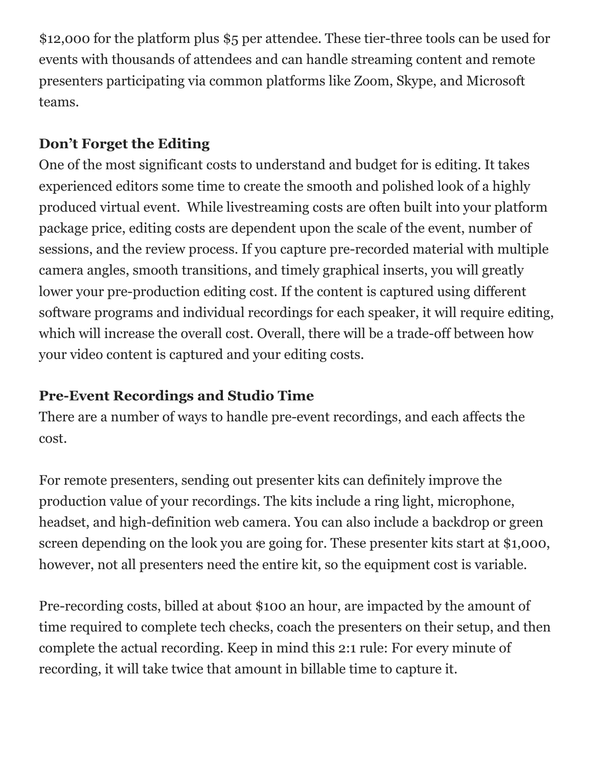$12,000 for the platform plus $5 per attendee. These tier-three tools can be used for events with thousands of attendees and can handle streaming content and remote presenters participating via common platforms like Zoom, Skype, and Microsoft teams.

**Don't Forget the Editing**

One of the most significant costs to understand and budget for is editing. It takes experienced editors some time to create the smooth and polished look of a highly produced virtual event. While livestreaming costs are often built into your platform package price, editing costs are dependent upon the scale of the event, number of sessions, and the review process. If you capture pre-recorded material with multiple camera angles, smooth transitions, and timely graphical inserts, you will greatly lower your pre-production editing cost. If the content is captured using different software programs and individual recordings for each speaker, it will require editing, which will increase the overall cost. Overall, there will be a trade-off between how your video content is captured and your editing costs.

**Pre-Event Recordings and Studio Time**

There are a number of ways to handle pre-event recordings, and each affects the cost.

For remote presenters, sending out presenter kits can definitely improve the production value of your recordings. The kits include a ring light, microphone, headset, and high-definition web camera. You can also include a backdrop or green screen depending on the look you are going for. These presenter kits start at $1,000, however, not all presenters need the entire kit, so the equipment cost is variable.

Pre-recording costs, billed at about $100 an hour, are impacted by the amount of time required to complete tech checks, coach the presenters on their setup, and then complete the actual recording. Keep in mind this 2:1 rule: For every minute of recording, it will take twice that amount in billable time to capture it.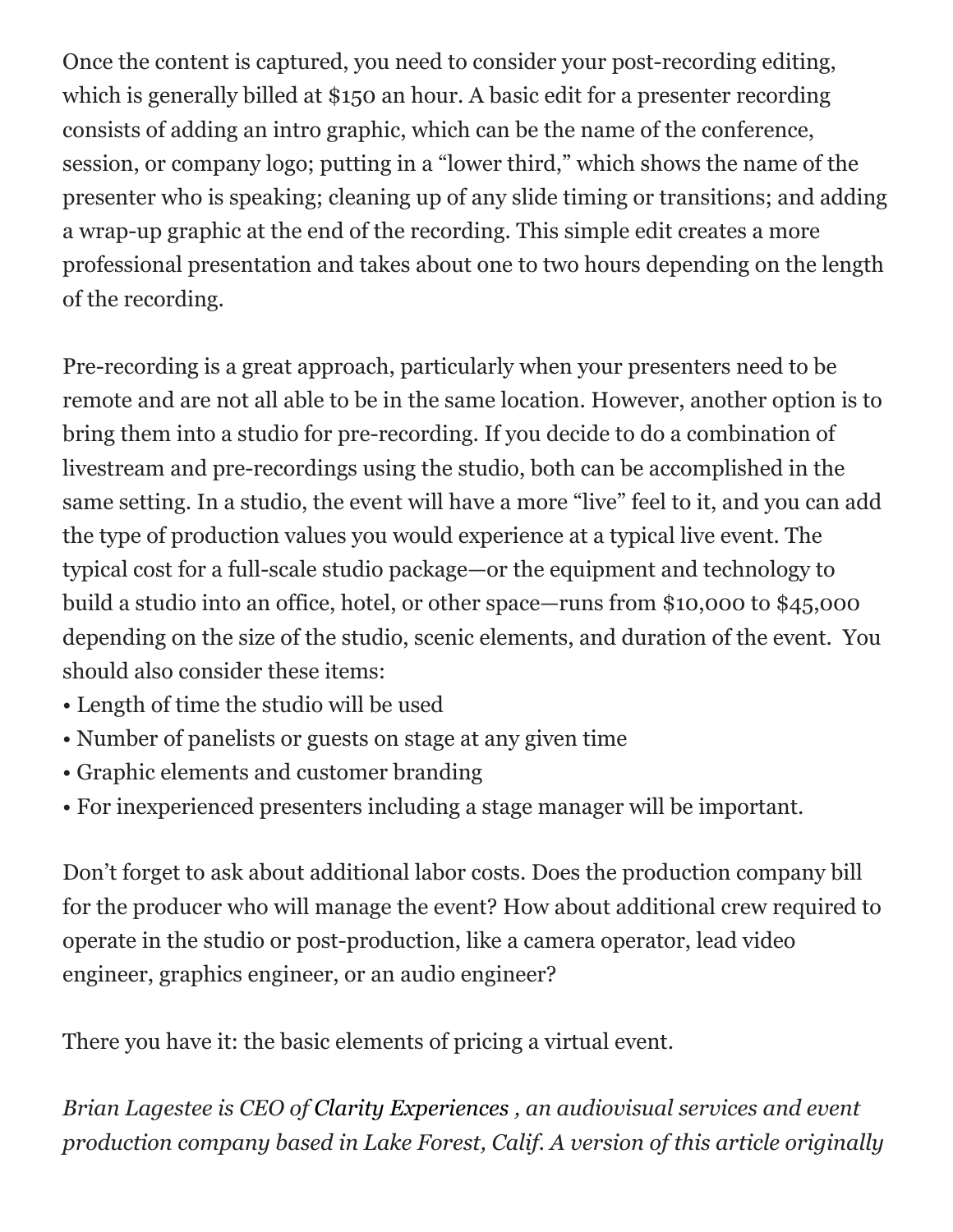Once the content is captured, you need to consider your post-recording editing, which is generally billed at $150 an hour. A basic edit for a presenter recording consists of adding an intro graphic, which can be the name of the conference, session, or company logo; putting in a "lower third," which shows the name of the presenter who is speaking; cleaning up of any slide timing or transitions; and adding a wrap-up graphic at the end of the recording. This simple edit creates a more professional presentation and takes about one to two hours depending on the length of the recording.

Pre-recording is a great approach, particularly when your presenters need to be remote and are not all able to be in the same location. However, another option is to bring them into a studio for pre-recording. If you decide to do a combination of livestream and pre-recordings using the studio, both can be accomplished in the same setting. In a studio, the event will have a more "live" feel to it, and you can add the type of production values you would experience at a typical live event. The typical cost for a full-scale studio package—or the equipment and technology to build a studio into an office, hotel, or other space—runs from $10,000 to $45,000 depending on the size of the studio, scenic elements, and duration of the event. You should also consider these items:

- Length of time the studio will be used
- Number of panelists or guests on stage at any given time
- Graphic elements and customer branding
- For inexperienced presenters including a stage manager will be important.

Don't forget to ask about additional labor costs. Does the production company bill for the producer who will manage the event? How about additional crew required to operate in the studio or post-production, like a camera operator, lead video engineer, graphics engineer, or an audio engineer?

There you have it: the basic elements of pricing a virtual event.

*Brian Lagestee is CEO of* Clarity Experiences *, an audiovisual services and event production company based in Lake Forest, Calif. A version of this article originally*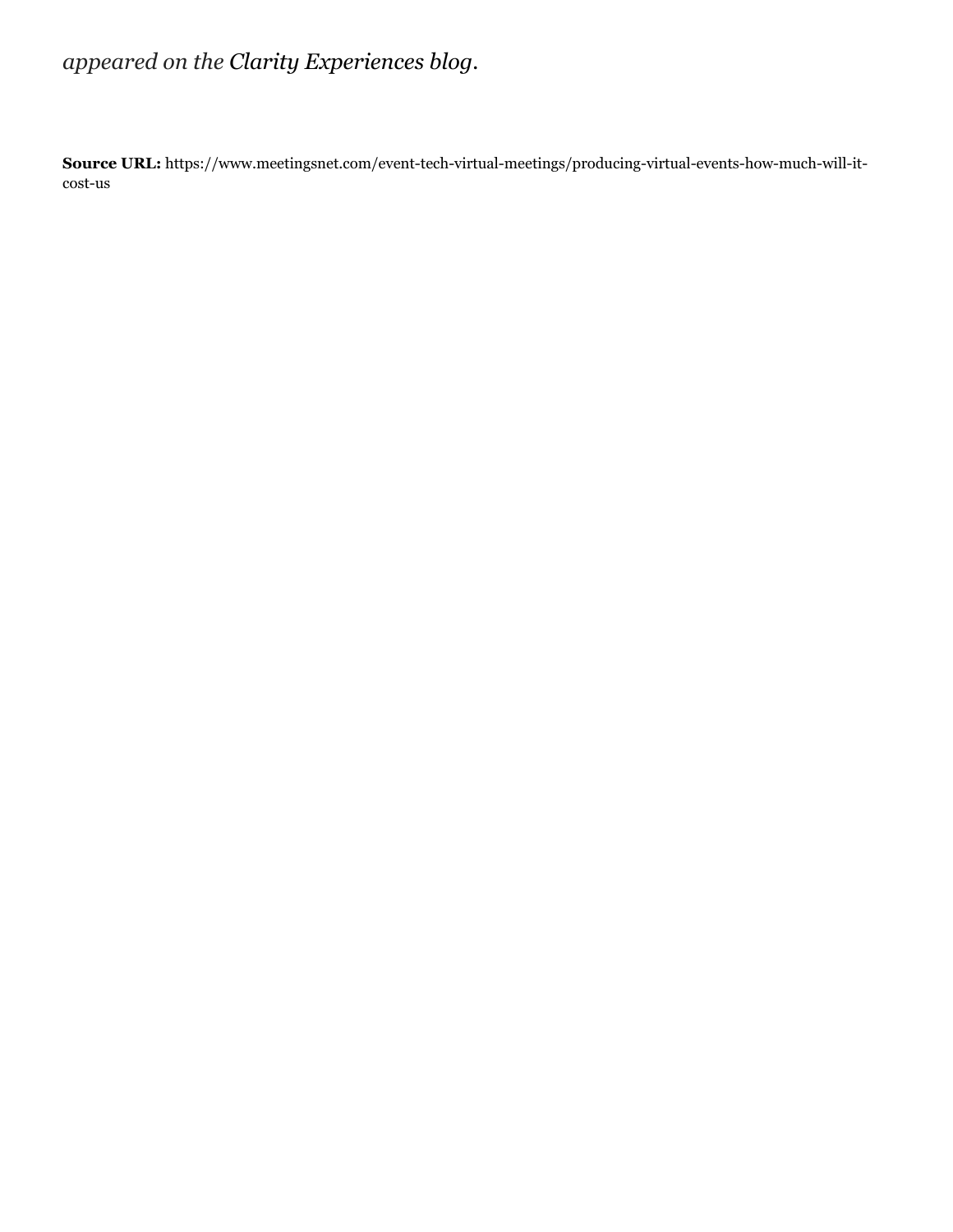*appeared on the Clarity Experiences blog.*

**Source URL:** https://www.meetingsnet.com/event-tech-virtual-meetings/producing-virtual-events-how-much-will-it-cost-us